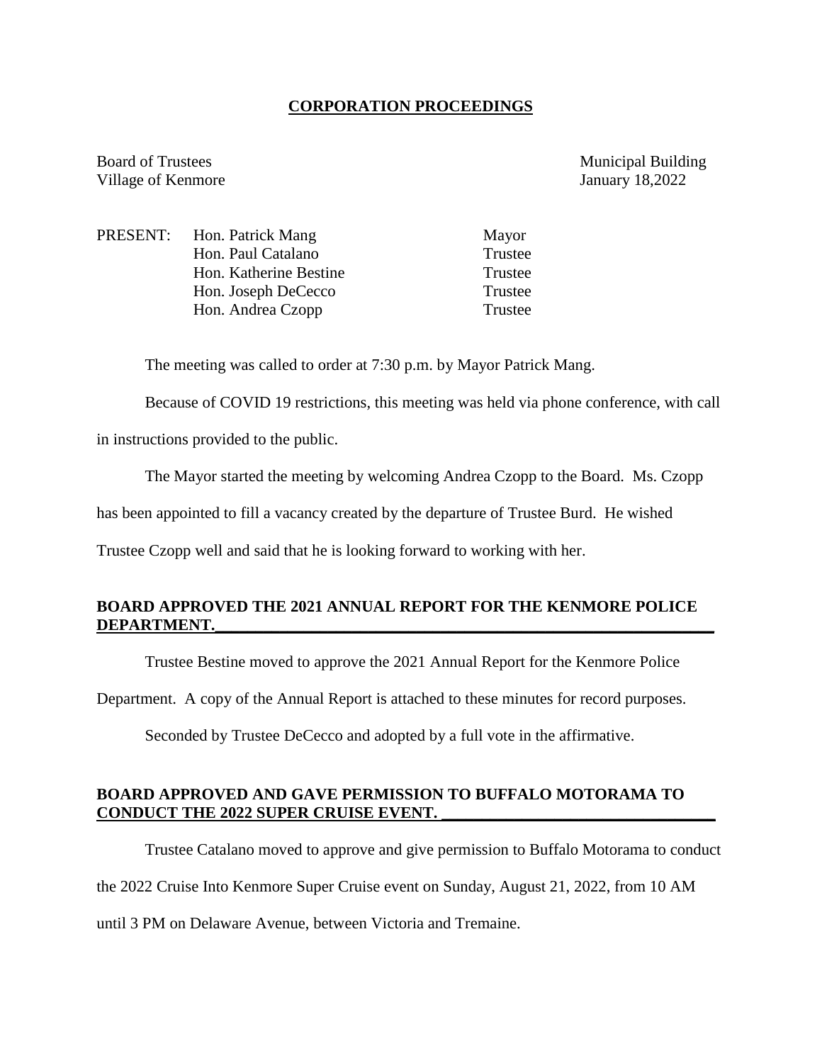# CORPORATION PROCEEDINGS

Board of Trustees
Village of Kenmore

Municipal Building
January 18,2022

| PRESENT: | | |
|---|---|---|
| | Hon. Patrick Mang | Mayor |
| | Hon. Paul Catalano | Trustee |
| | Hon. Katherine Bestine | Trustee |
| | Hon. Joseph DeCecco | Trustee |
| | Hon. Andrea Czopp | Trustee |

The meeting was called to order at 7:30 p.m. by Mayor Patrick Mang.

Because of COVID 19 restrictions, this meeting was held via phone conference, with call in instructions provided to the public.

The Mayor started the meeting by welcoming Andrea Czopp to the Board. Ms. Czopp has been appointed to fill a vacancy created by the departure of Trustee Burd. He wished Trustee Czopp well and said that he is looking forward to working with her.

**BOARD APPROVED THE 2021 ANNUAL REPORT FOR THE KENMORE POLICE DEPARTMENT.**

Trustee Bestine moved to approve the 2021 Annual Report for the Kenmore Police Department. A copy of the Annual Report is attached to these minutes for record purposes.

Seconded by Trustee DeCecco and adopted by a full vote in the affirmative.

**BOARD APPROVED AND GAVE PERMISSION TO BUFFALO MOTORAMA TO CONDUCT THE 2022 SUPER CRUISE EVENT.**

Trustee Catalano moved to approve and give permission to Buffalo Motorama to conduct the 2022 Cruise Into Kenmore Super Cruise event on Sunday, August 21, 2022, from 10 AM until 3 PM on Delaware Avenue, between Victoria and Tremaine.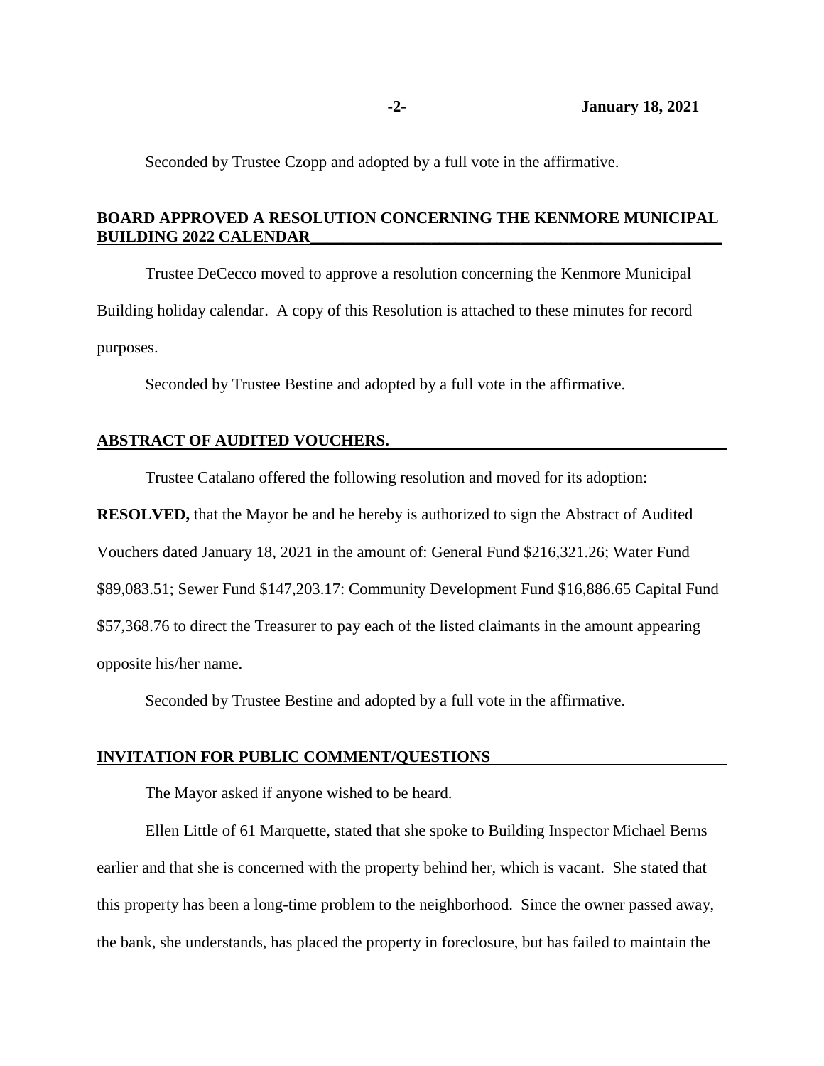Seconded by Trustee Czopp and adopted by a full vote in the affirmative.

**BOARD APPROVED A RESOLUTION CONCERNING THE KENMORE MUNICIPAL BUILDING 2022 CALENDAR**

Trustee DeCecco moved to approve a resolution concerning the Kenmore Municipal Building holiday calendar. A copy of this Resolution is attached to these minutes for record purposes.

Seconded by Trustee Bestine and adopted by a full vote in the affirmative.

**ABSTRACT OF AUDITED VOUCHERS.**

Trustee Catalano offered the following resolution and moved for its adoption:

**RESOLVED,** that the Mayor be and he hereby is authorized to sign the Abstract of Audited Vouchers dated January 18, 2021 in the amount of: General Fund $216,321.26; Water Fund $89,083.51; Sewer Fund $147,203.17: Community Development Fund $16,886.65 Capital Fund $57,368.76 to direct the Treasurer to pay each of the listed claimants in the amount appearing opposite his/her name.

Seconded by Trustee Bestine and adopted by a full vote in the affirmative.

**INVITATION FOR PUBLIC COMMENT/QUESTIONS**

The Mayor asked if anyone wished to be heard.

Ellen Little of 61 Marquette, stated that she spoke to Building Inspector Michael Berns earlier and that she is concerned with the property behind her, which is vacant. She stated that this property has been a long-time problem to the neighborhood. Since the owner passed away, the bank, she understands, has placed the property in foreclosure, but has failed to maintain the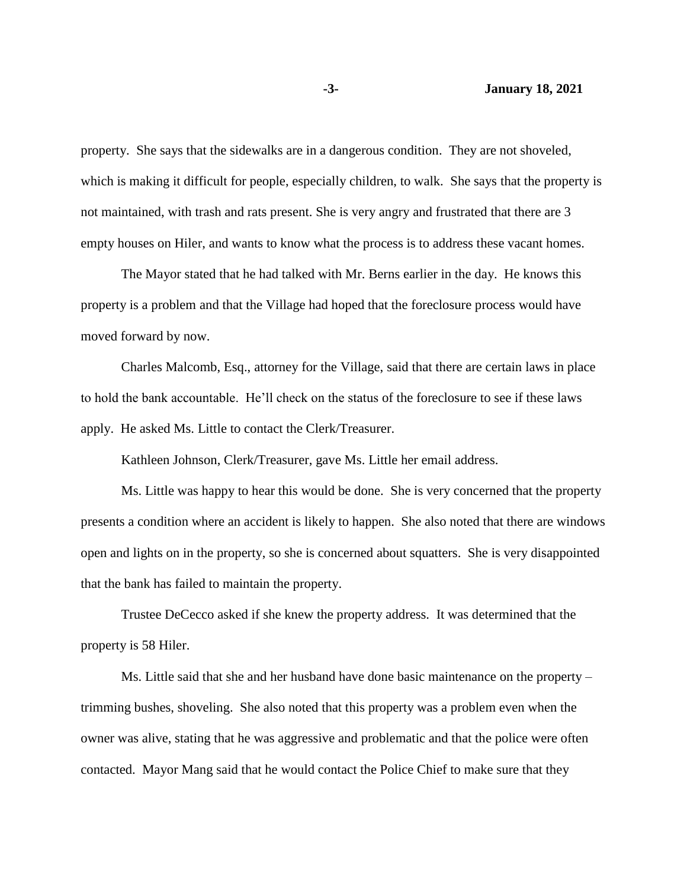property. She says that the sidewalks are in a dangerous condition. They are not shoveled, which is making it difficult for people, especially children, to walk. She says that the property is not maintained, with trash and rats present. She is very angry and frustrated that there are 3 empty houses on Hiler, and wants to know what the process is to address these vacant homes.

The Mayor stated that he had talked with Mr. Berns earlier in the day. He knows this property is a problem and that the Village had hoped that the foreclosure process would have moved forward by now.

Charles Malcomb, Esq., attorney for the Village, said that there are certain laws in place to hold the bank accountable. He'll check on the status of the foreclosure to see if these laws apply. He asked Ms. Little to contact the Clerk/Treasurer.

Kathleen Johnson, Clerk/Treasurer, gave Ms. Little her email address.

Ms. Little was happy to hear this would be done. She is very concerned that the property presents a condition where an accident is likely to happen. She also noted that there are windows open and lights on in the property, so she is concerned about squatters. She is very disappointed that the bank has failed to maintain the property.

Trustee DeCecco asked if she knew the property address. It was determined that the property is 58 Hiler.

Ms. Little said that she and her husband have done basic maintenance on the property – trimming bushes, shoveling. She also noted that this property was a problem even when the owner was alive, stating that he was aggressive and problematic and that the police were often contacted. Mayor Mang said that he would contact the Police Chief to make sure that they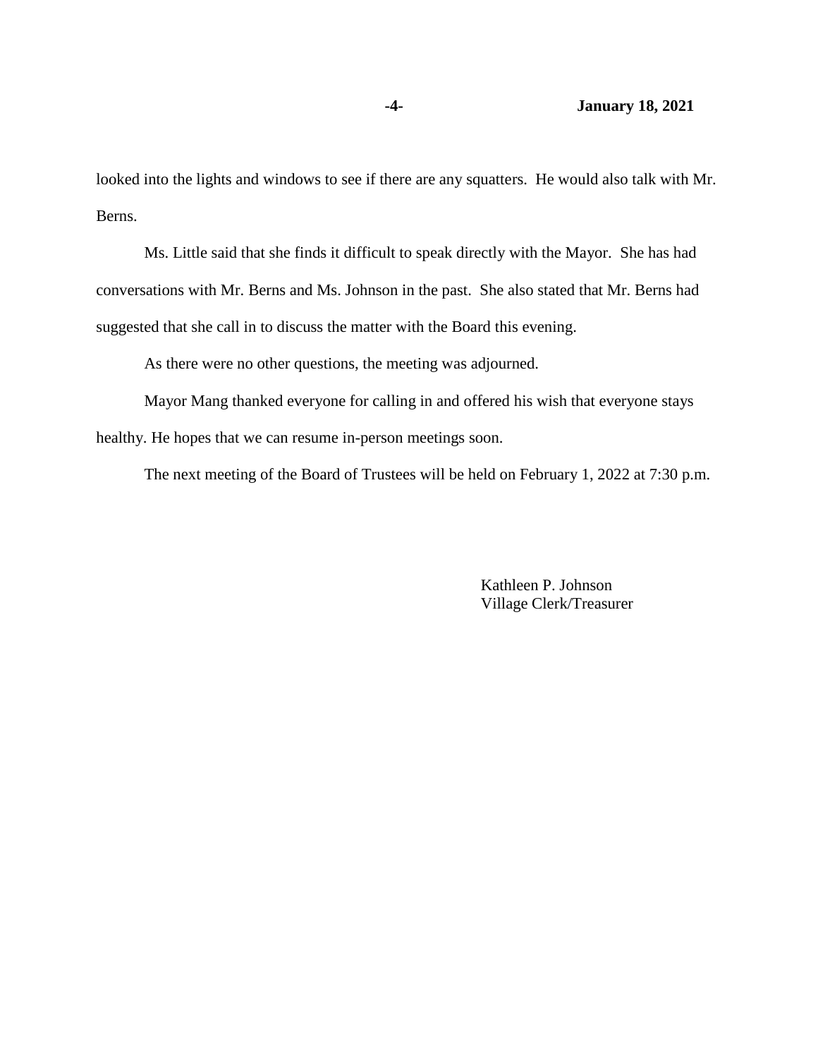looked into the lights and windows to see if there are any squatters. He would also talk with Mr. Berns.

Ms. Little said that she finds it difficult to speak directly with the Mayor. She has had conversations with Mr. Berns and Ms. Johnson in the past. She also stated that Mr. Berns had suggested that she call in to discuss the matter with the Board this evening.

As there were no other questions, the meeting was adjourned.

Mayor Mang thanked everyone for calling in and offered his wish that everyone stays healthy. He hopes that we can resume in-person meetings soon.

The next meeting of the Board of Trustees will be held on February 1, 2022 at 7:30 p.m.

Kathleen P. Johnson
Village Clerk/Treasurer